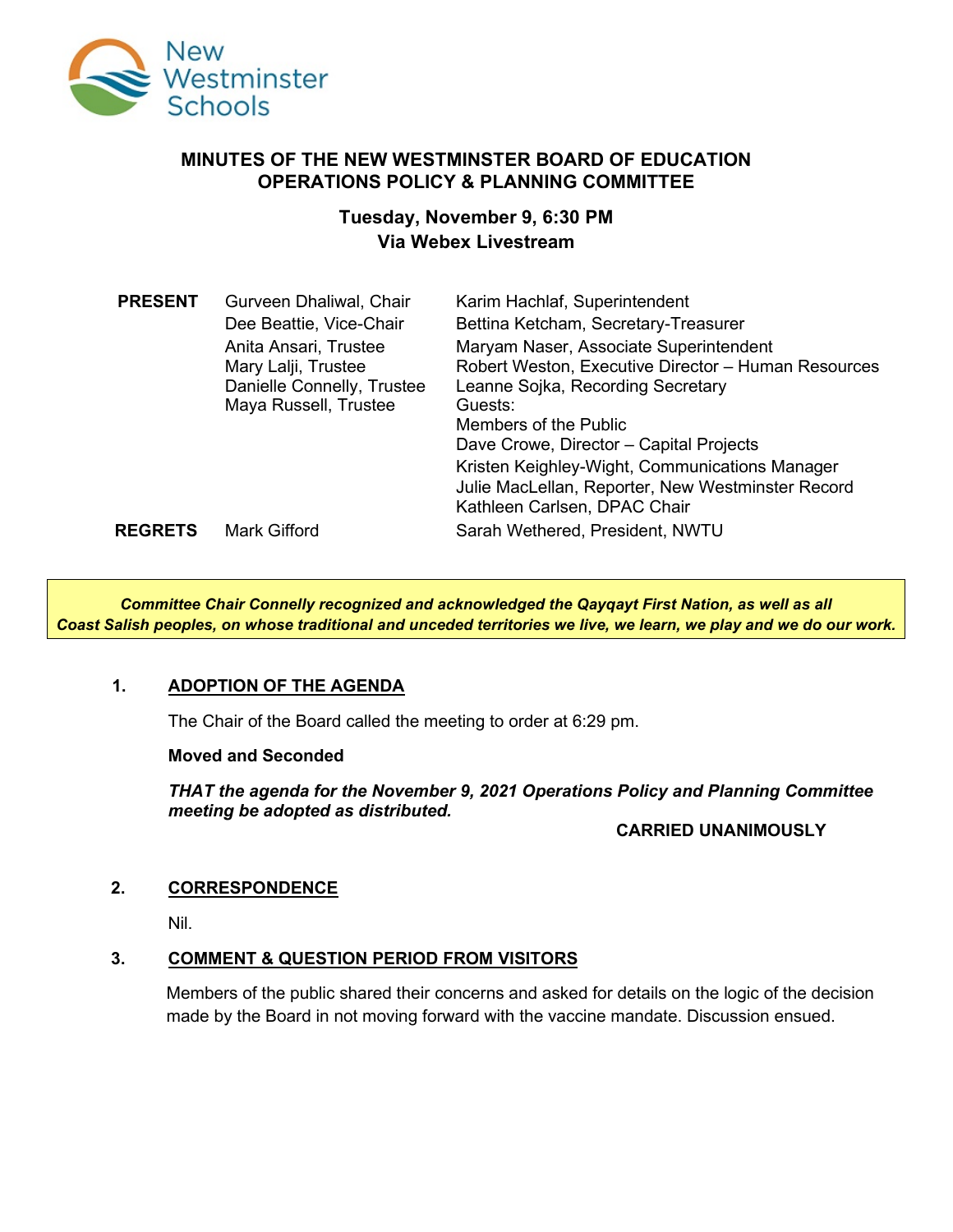New Westminster Schools

# MINUTES OF THE NEW WESTMINSTER BOARD OF EDUCATION
# OPERATIONS POLICY & PLANNING COMMITTEE

## Tuesday, November 9, 6:30 PM
## Via Webex Livestream

| | | |
|---|---|---|
| **PRESENT** | Gurveen Dhaliwal, Chair | Karim Hachlaf, Superintendent |
| | Dee Beattie, Vice-Chair | Bettina Ketcham, Secretary-Treasurer |
| | Anita Ansari, Trustee | Maryam Naser, Associate Superintendent |
| | Mary Lalji, Trustee | Robert Weston, Executive Director – Human Resources |
| | Danielle Connelly, Trustee | Leanne Sojka, Recording Secretary |
| | Maya Russell, Trustee | Guests: |
| | | Members of the Public |
| | | Dave Crowe, Director – Capital Projects |
| | | Kristen Keighley-Wight, Communications Manager |
| | | Julie MacLellan, Reporter, New Westminster Record |
| | | Kathleen Carlsen, DPAC Chair |
| **REGRETS** | Mark Gifford | Sarah Wethered, President, NWTU |

***Committee Chair Connelly recognized and acknowledged the Qayqayt First Nation, as well as all Coast Salish peoples, on whose traditional and unceded territories we live, we learn, we play and we do our work.***

### 1. ADOPTION OF THE AGENDA

The Chair of the Board called the meeting to order at 6:29 pm.

**Moved and Seconded**

***THAT the agenda for the November 9, 2021 Operations Policy and Planning Committee meeting be adopted as distributed.***

**CARRIED UNANIMOUSLY**

### 2. CORRESPONDENCE

Nil.

### 3. COMMENT & QUESTION PERIOD FROM VISITORS

Members of the public shared their concerns and asked for details on the logic of the decision made by the Board in not moving forward with the vaccine mandate. Discussion ensued.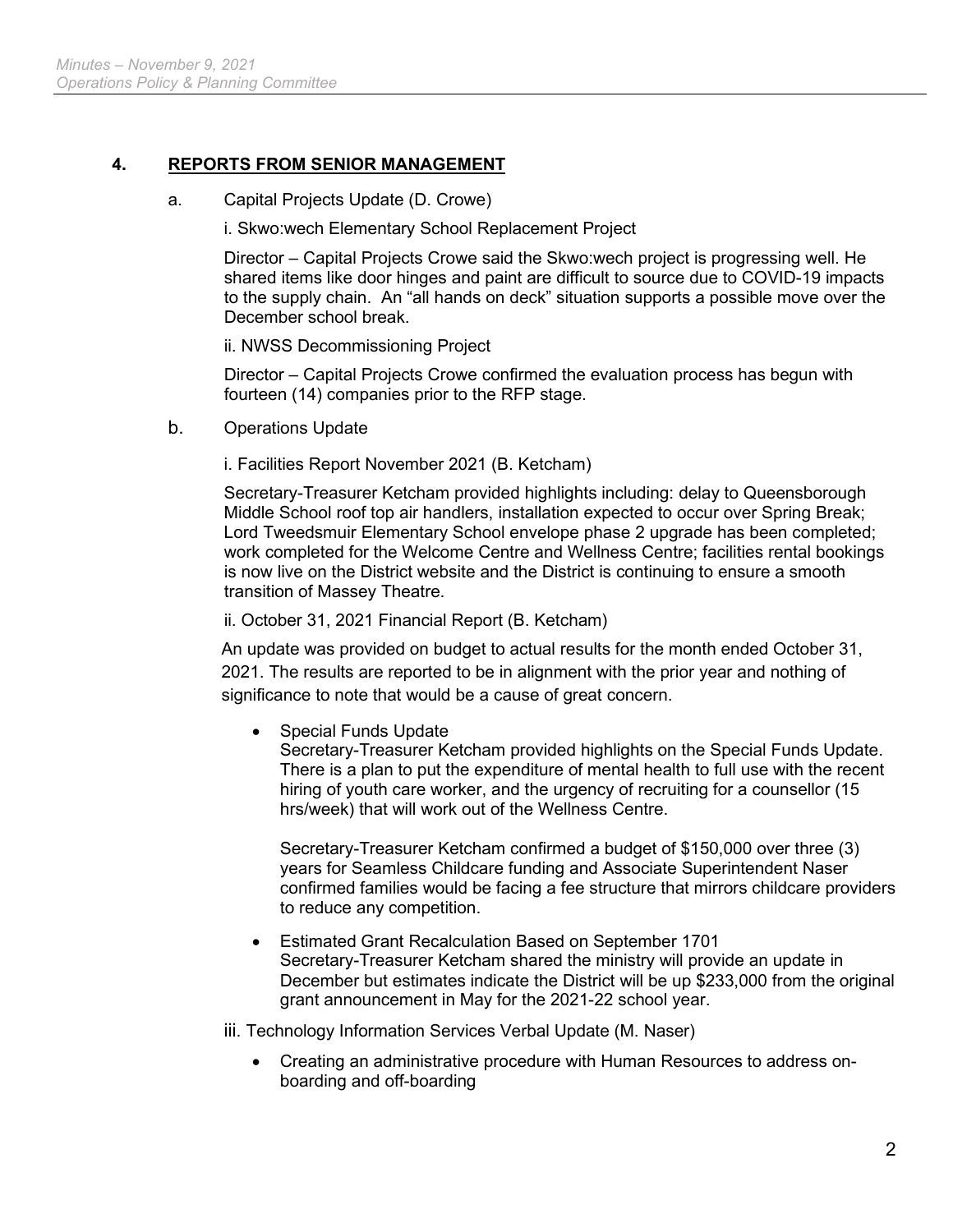## 4. REPORTS FROM SENIOR MANAGEMENT

a. Capital Projects Update (D. Crowe)

i. Skwo:wech Elementary School Replacement Project

Director – Capital Projects Crowe said the Skwo:wech project is progressing well. He shared items like door hinges and paint are difficult to source due to COVID-19 impacts to the supply chain. An "all hands on deck" situation supports a possible move over the December school break.

ii. NWSS Decommissioning Project

Director – Capital Projects Crowe confirmed the evaluation process has begun with fourteen (14) companies prior to the RFP stage.

b. Operations Update

i. Facilities Report November 2021 (B. Ketcham)

Secretary-Treasurer Ketcham provided highlights including: delay to Queensborough Middle School roof top air handlers, installation expected to occur over Spring Break; Lord Tweedsmuir Elementary School envelope phase 2 upgrade has been completed; work completed for the Welcome Centre and Wellness Centre; facilities rental bookings is now live on the District website and the District is continuing to ensure a smooth transition of Massey Theatre.

ii. October 31, 2021 Financial Report (B. Ketcham)

An update was provided on budget to actual results for the month ended October 31, 2021. The results are reported to be in alignment with the prior year and nothing of significance to note that would be a cause of great concern.

- Special Funds Update
  Secretary-Treasurer Ketcham provided highlights on the Special Funds Update. There is a plan to put the expenditure of mental health to full use with the recent hiring of youth care worker, and the urgency of recruiting for a counsellor (15 hrs/week) that will work out of the Wellness Centre.

  Secretary-Treasurer Ketcham confirmed a budget of $150,000 over three (3) years for Seamless Childcare funding and Associate Superintendent Naser confirmed families would be facing a fee structure that mirrors childcare providers to reduce any competition.

- Estimated Grant Recalculation Based on September 1701
  Secretary-Treasurer Ketcham shared the ministry will provide an update in December but estimates indicate the District will be up $233,000 from the original grant announcement in May for the 2021-22 school year.

iii. Technology Information Services Verbal Update (M. Naser)

- Creating an administrative procedure with Human Resources to address on-boarding and off-boarding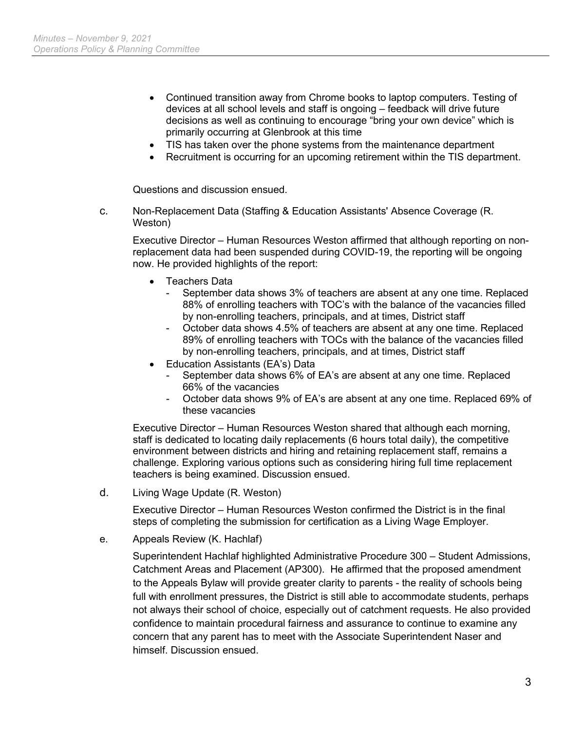- Continued transition away from Chrome books to laptop computers. Testing of devices at all school levels and staff is ongoing – feedback will drive future decisions as well as continuing to encourage "bring your own device" which is primarily occurring at Glenbrook at this time
- TIS has taken over the phone systems from the maintenance department
- Recruitment is occurring for an upcoming retirement within the TIS department.

Questions and discussion ensued.

c. Non-Replacement Data (Staffing & Education Assistants' Absence Coverage (R. Weston)

Executive Director – Human Resources Weston affirmed that although reporting on non-replacement data had been suspended during COVID-19, the reporting will be ongoing now. He provided highlights of the report:

- Teachers Data
  - September data shows 3% of teachers are absent at any one time. Replaced 88% of enrolling teachers with TOC's with the balance of the vacancies filled by non-enrolling teachers, principals, and at times, District staff
  - October data shows 4.5% of teachers are absent at any one time. Replaced 89% of enrolling teachers with TOCs with the balance of the vacancies filled by non-enrolling teachers, principals, and at times, District staff
- Education Assistants (EA's) Data
  - September data shows 6% of EA's are absent at any one time. Replaced 66% of the vacancies
  - October data shows 9% of EA's are absent at any one time. Replaced 69% of these vacancies

Executive Director – Human Resources Weston shared that although each morning, staff is dedicated to locating daily replacements (6 hours total daily), the competitive environment between districts and hiring and retaining replacement staff, remains a challenge. Exploring various options such as considering hiring full time replacement teachers is being examined. Discussion ensued.

d. Living Wage Update (R. Weston)

Executive Director – Human Resources Weston confirmed the District is in the final steps of completing the submission for certification as a Living Wage Employer.

e. Appeals Review (K. Hachlaf)

Superintendent Hachlaf highlighted Administrative Procedure 300 – Student Admissions, Catchment Areas and Placement (AP300). He affirmed that the proposed amendment to the Appeals Bylaw will provide greater clarity to parents - the reality of schools being full with enrollment pressures, the District is still able to accommodate students, perhaps not always their school of choice, especially out of catchment requests. He also provided confidence to maintain procedural fairness and assurance to continue to examine any concern that any parent has to meet with the Associate Superintendent Naser and himself. Discussion ensued.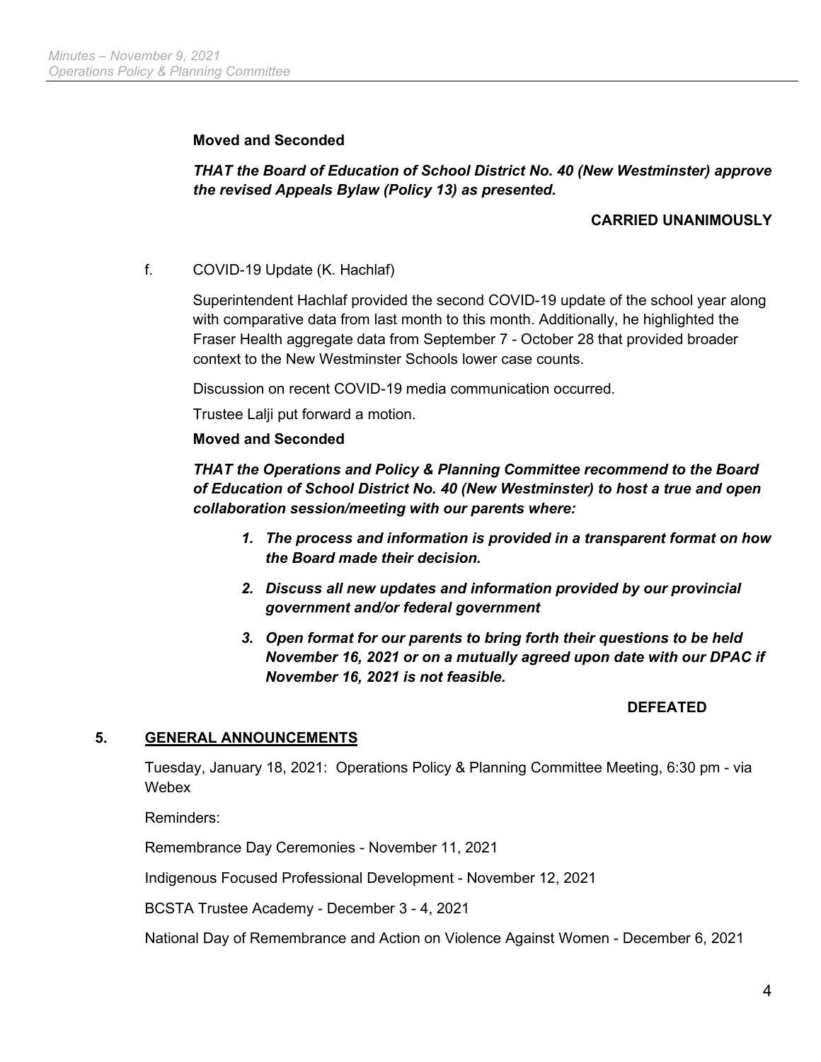**Moved and Seconded**

***THAT the Board of Education of School District No. 40 (New Westminster) approve the revised Appeals Bylaw (Policy 13) as presented.***

**CARRIED UNANIMOUSLY**

f. COVID-19 Update (K. Hachlaf)

Superintendent Hachlaf provided the second COVID-19 update of the school year along with comparative data from last month to this month. Additionally, he highlighted the Fraser Health aggregate data from September 7 - October 28 that provided broader context to the New Westminster Schools lower case counts.

Discussion on recent COVID-19 media communication occurred.

Trustee Lalji put forward a motion.

**Moved and Seconded**

***THAT the Operations and Policy & Planning Committee recommend to the Board of Education of School District No. 40 (New Westminster) to host a true and open collaboration session/meeting with our parents where:***

1. ***The process and information is provided in a transparent format on how the Board made their decision.***
2. ***Discuss all new updates and information provided by our provincial government and/or federal government***
3. ***Open format for our parents to bring forth their questions to be held November 16, 2021 or on a mutually agreed upon date with our DPAC if November 16, 2021 is not feasible.***

**DEFEATED**

## 5. GENERAL ANNOUNCEMENTS

Tuesday, January 18, 2021: Operations Policy & Planning Committee Meeting, 6:30 pm - via Webex

Reminders:

Remembrance Day Ceremonies - November 11, 2021

Indigenous Focused Professional Development - November 12, 2021

BCSTA Trustee Academy - December 3 - 4, 2021

National Day of Remembrance and Action on Violence Against Women - December 6, 2021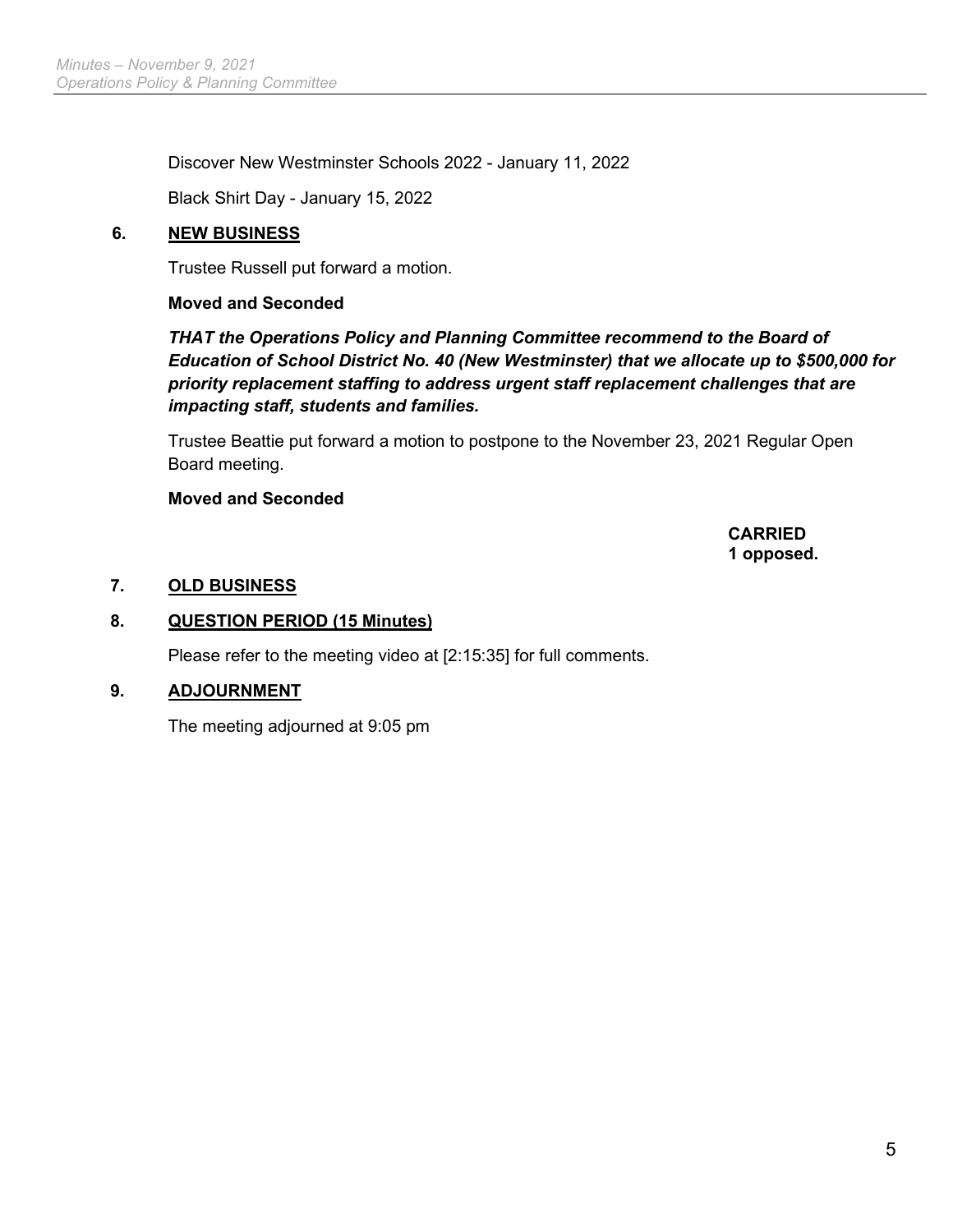Discover New Westminster Schools 2022 - January 11, 2022

Black Shirt Day - January 15, 2022

## 6. NEW BUSINESS

Trustee Russell put forward a motion.

**Moved and Seconded**

***THAT the Operations Policy and Planning Committee recommend to the Board of Education of School District No. 40 (New Westminster) that we allocate up to $500,000 for priority replacement staffing to address urgent staff replacement challenges that are impacting staff, students and families.***

Trustee Beattie put forward a motion to postpone to the November 23, 2021 Regular Open Board meeting.

**Moved and Seconded**

**CARRIED**
**1 opposed.**

## 7. OLD BUSINESS

## 8. QUESTION PERIOD (15 Minutes)

Please refer to the meeting video at [2:15:35] for full comments.

## 9. ADJOURNMENT

The meeting adjourned at 9:05 pm